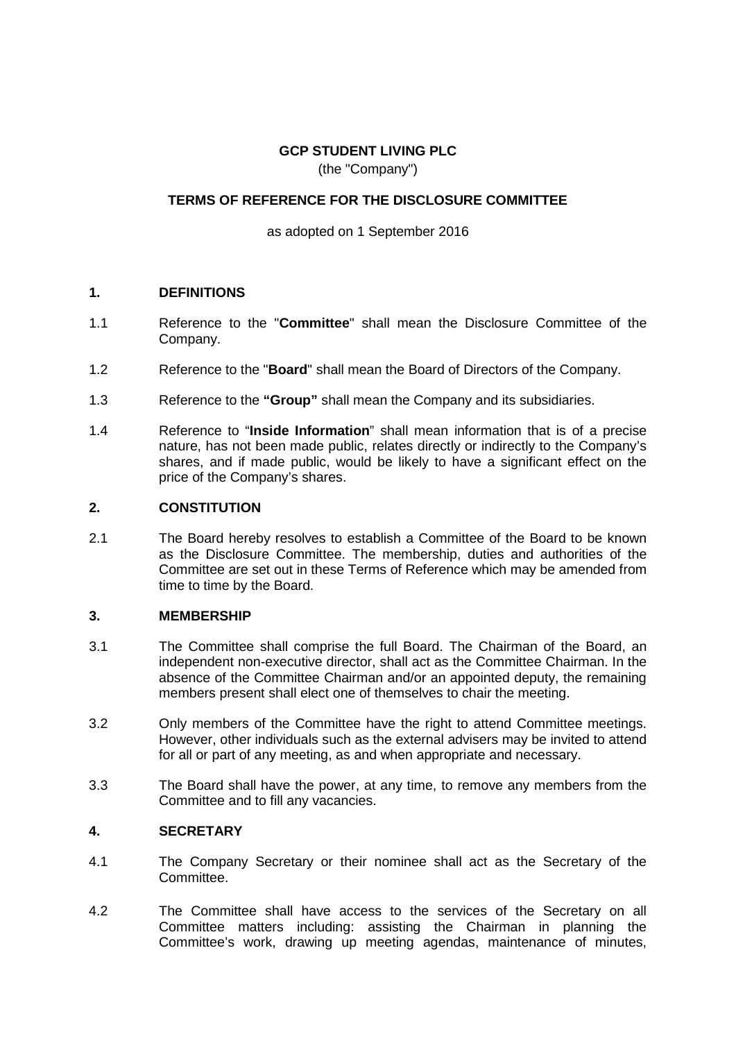**GCP STUDENT LIVING PLC**

(the "Company")

**TERMS OF REFERENCE FOR THE DISCLOSURE COMMITTEE**

as adopted on 1 September 2016

## 1. DEFINITIONS

1.1 Reference to the "**Committee**" shall mean the Disclosure Committee of the Company.

1.2 Reference to the "**Board**" shall mean the Board of Directors of the Company.

1.3 Reference to the **"Group"** shall mean the Company and its subsidiaries.

1.4 Reference to "**Inside Information**" shall mean information that is of a precise nature, has not been made public, relates directly or indirectly to the Company's shares, and if made public, would be likely to have a significant effect on the price of the Company's shares.

## 2. CONSTITUTION

2.1 The Board hereby resolves to establish a Committee of the Board to be known as the Disclosure Committee. The membership, duties and authorities of the Committee are set out in these Terms of Reference which may be amended from time to time by the Board.

## 3. MEMBERSHIP

3.1 The Committee shall comprise the full Board. The Chairman of the Board, an independent non-executive director, shall act as the Committee Chairman. In the absence of the Committee Chairman and/or an appointed deputy, the remaining members present shall elect one of themselves to chair the meeting.

3.2 Only members of the Committee have the right to attend Committee meetings. However, other individuals such as the external advisers may be invited to attend for all or part of any meeting, as and when appropriate and necessary.

3.3 The Board shall have the power, at any time, to remove any members from the Committee and to fill any vacancies.

## 4. SECRETARY

4.1 The Company Secretary or their nominee shall act as the Secretary of the Committee.

4.2 The Committee shall have access to the services of the Secretary on all Committee matters including: assisting the Chairman in planning the Committee's work, drawing up meeting agendas, maintenance of minutes,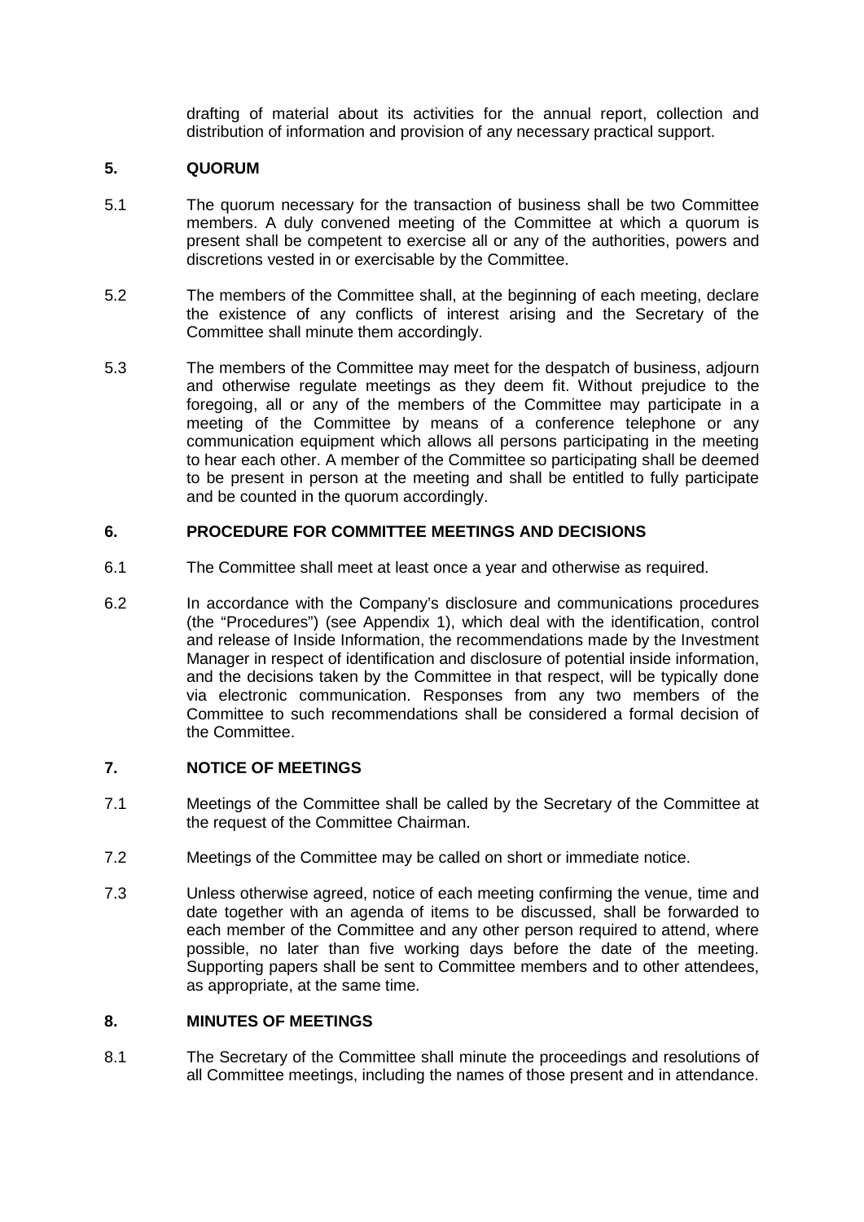drafting of material about its activities for the annual report, collection and distribution of information and provision of any necessary practical support.

## 5. QUORUM

5.1 The quorum necessary for the transaction of business shall be two Committee members. A duly convened meeting of the Committee at which a quorum is present shall be competent to exercise all or any of the authorities, powers and discretions vested in or exercisable by the Committee.

5.2 The members of the Committee shall, at the beginning of each meeting, declare the existence of any conflicts of interest arising and the Secretary of the Committee shall minute them accordingly.

5.3 The members of the Committee may meet for the despatch of business, adjourn and otherwise regulate meetings as they deem fit. Without prejudice to the foregoing, all or any of the members of the Committee may participate in a meeting of the Committee by means of a conference telephone or any communication equipment which allows all persons participating in the meeting to hear each other. A member of the Committee so participating shall be deemed to be present in person at the meeting and shall be entitled to fully participate and be counted in the quorum accordingly.

## 6. PROCEDURE FOR COMMITTEE MEETINGS AND DECISIONS

6.1 The Committee shall meet at least once a year and otherwise as required.

6.2 In accordance with the Company's disclosure and communications procedures (the "Procedures") (see Appendix 1), which deal with the identification, control and release of Inside Information, the recommendations made by the Investment Manager in respect of identification and disclosure of potential inside information, and the decisions taken by the Committee in that respect, will be typically done via electronic communication. Responses from any two members of the Committee to such recommendations shall be considered a formal decision of the Committee.

## 7. NOTICE OF MEETINGS

7.1 Meetings of the Committee shall be called by the Secretary of the Committee at the request of the Committee Chairman.

7.2 Meetings of the Committee may be called on short or immediate notice.

7.3 Unless otherwise agreed, notice of each meeting confirming the venue, time and date together with an agenda of items to be discussed, shall be forwarded to each member of the Committee and any other person required to attend, where possible, no later than five working days before the date of the meeting. Supporting papers shall be sent to Committee members and to other attendees, as appropriate, at the same time.

## 8. MINUTES OF MEETINGS

8.1 The Secretary of the Committee shall minute the proceedings and resolutions of all Committee meetings, including the names of those present and in attendance.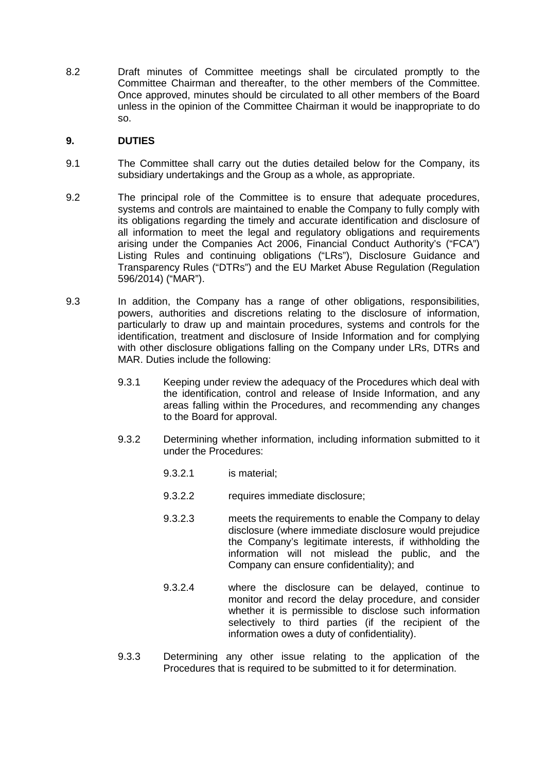8.2 Draft minutes of Committee meetings shall be circulated promptly to the Committee Chairman and thereafter, to the other members of the Committee. Once approved, minutes should be circulated to all other members of the Board unless in the opinion of the Committee Chairman it would be inappropriate to do so.

## 9. DUTIES

9.1 The Committee shall carry out the duties detailed below for the Company, its subsidiary undertakings and the Group as a whole, as appropriate.

9.2 The principal role of the Committee is to ensure that adequate procedures, systems and controls are maintained to enable the Company to fully comply with its obligations regarding the timely and accurate identification and disclosure of all information to meet the legal and regulatory obligations and requirements arising under the Companies Act 2006, Financial Conduct Authority's ("FCA") Listing Rules and continuing obligations ("LRs"), Disclosure Guidance and Transparency Rules ("DTRs") and the EU Market Abuse Regulation (Regulation 596/2014) ("MAR").

9.3 In addition, the Company has a range of other obligations, responsibilities, powers, authorities and discretions relating to the disclosure of information, particularly to draw up and maintain procedures, systems and controls for the identification, treatment and disclosure of Inside Information and for complying with other disclosure obligations falling on the Company under LRs, DTRs and MAR. Duties include the following:

9.3.1 Keeping under review the adequacy of the Procedures which deal with the identification, control and release of Inside Information, and any areas falling within the Procedures, and recommending any changes to the Board for approval.

9.3.2 Determining whether information, including information submitted to it under the Procedures:

9.3.2.1 is material;

9.3.2.2 requires immediate disclosure;

9.3.2.3 meets the requirements to enable the Company to delay disclosure (where immediate disclosure would prejudice the Company's legitimate interests, if withholding the information will not mislead the public, and the Company can ensure confidentiality); and

9.3.2.4 where the disclosure can be delayed, continue to monitor and record the delay procedure, and consider whether it is permissible to disclose such information selectively to third parties (if the recipient of the information owes a duty of confidentiality).

9.3.3 Determining any other issue relating to the application of the Procedures that is required to be submitted to it for determination.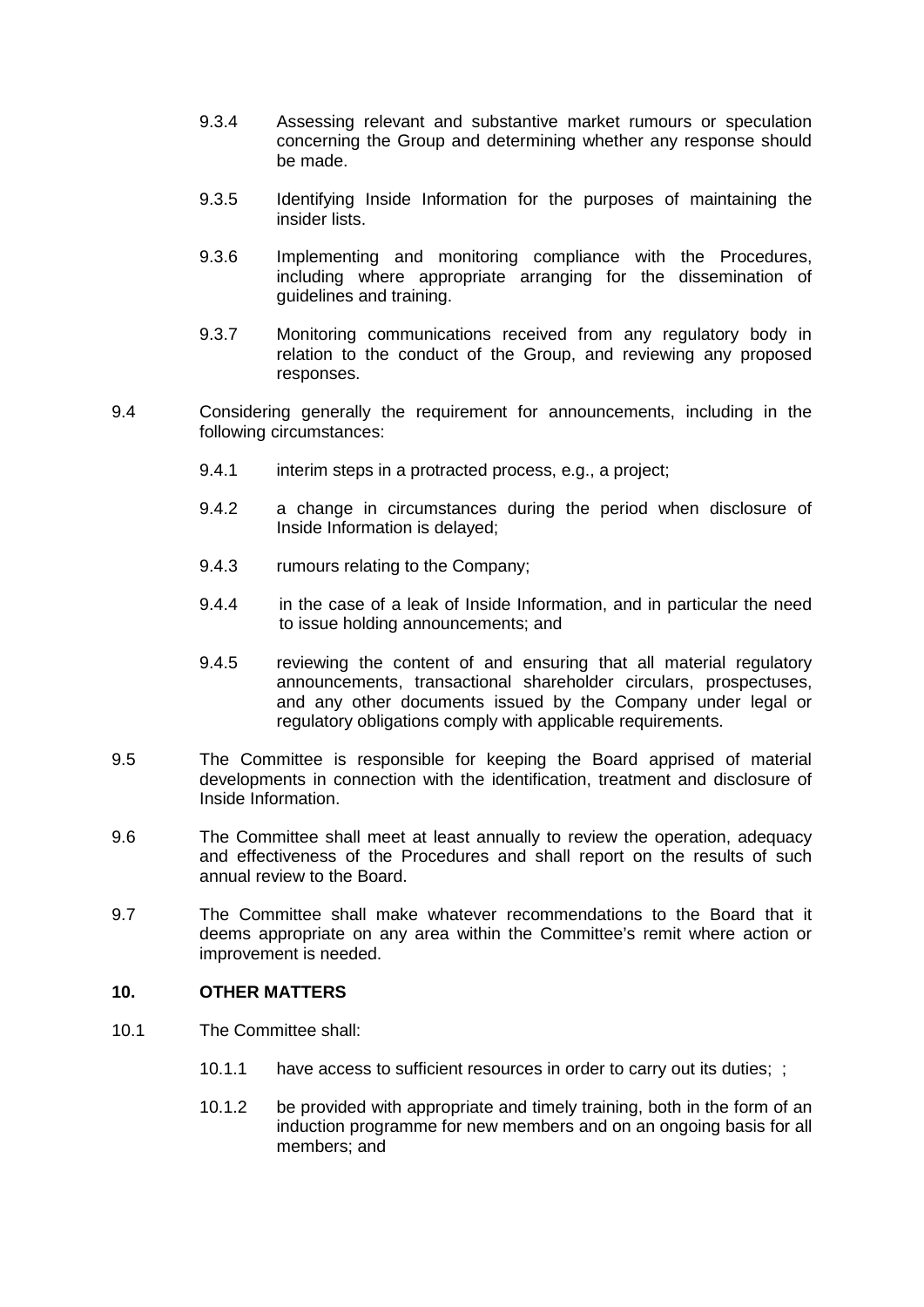9.3.4 Assessing relevant and substantive market rumours or speculation concerning the Group and determining whether any response should be made.

9.3.5 Identifying Inside Information for the purposes of maintaining the insider lists.

9.3.6 Implementing and monitoring compliance with the Procedures, including where appropriate arranging for the dissemination of guidelines and training.

9.3.7 Monitoring communications received from any regulatory body in relation to the conduct of the Group, and reviewing any proposed responses.

9.4 Considering generally the requirement for announcements, including in the following circumstances:

9.4.1 interim steps in a protracted process, e.g., a project;

9.4.2 a change in circumstances during the period when disclosure of Inside Information is delayed;

9.4.3 rumours relating to the Company;

9.4.4 in the case of a leak of Inside Information, and in particular the need to issue holding announcements; and

9.4.5 reviewing the content of and ensuring that all material regulatory announcements, transactional shareholder circulars, prospectuses, and any other documents issued by the Company under legal or regulatory obligations comply with applicable requirements.

9.5 The Committee is responsible for keeping the Board apprised of material developments in connection with the identification, treatment and disclosure of Inside Information.

9.6 The Committee shall meet at least annually to review the operation, adequacy and effectiveness of the Procedures and shall report on the results of such annual review to the Board.

9.7 The Committee shall make whatever recommendations to the Board that it deems appropriate on any area within the Committee's remit where action or improvement is needed.

## 10. OTHER MATTERS

10.1 The Committee shall:

10.1.1 have access to sufficient resources in order to carry out its duties; ;

10.1.2 be provided with appropriate and timely training, both in the form of an induction programme for new members and on an ongoing basis for all members; and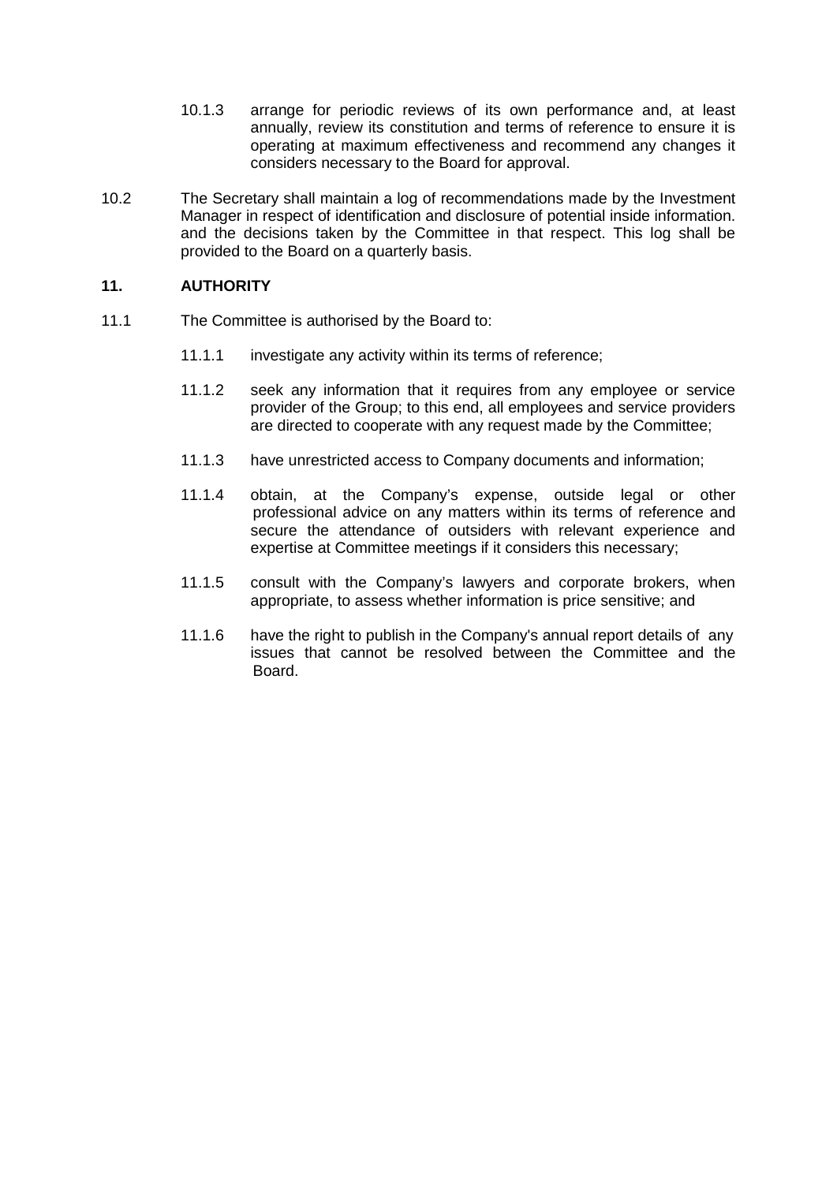10.1.3 arrange for periodic reviews of its own performance and, at least annually, review its constitution and terms of reference to ensure it is operating at maximum effectiveness and recommend any changes it considers necessary to the Board for approval.

10.2 The Secretary shall maintain a log of recommendations made by the Investment Manager in respect of identification and disclosure of potential inside information. and the decisions taken by the Committee in that respect. This log shall be provided to the Board on a quarterly basis.

**11. AUTHORITY**

11.1 The Committee is authorised by the Board to:

11.1.1 investigate any activity within its terms of reference;

11.1.2 seek any information that it requires from any employee or service provider of the Group; to this end, all employees and service providers are directed to cooperate with any request made by the Committee;

11.1.3 have unrestricted access to Company documents and information;

11.1.4 obtain, at the Company's expense, outside legal or other professional advice on any matters within its terms of reference and secure the attendance of outsiders with relevant experience and expertise at Committee meetings if it considers this necessary;

11.1.5 consult with the Company's lawyers and corporate brokers, when appropriate, to assess whether information is price sensitive; and

11.1.6 have the right to publish in the Company's annual report details of any issues that cannot be resolved between the Committee and the Board.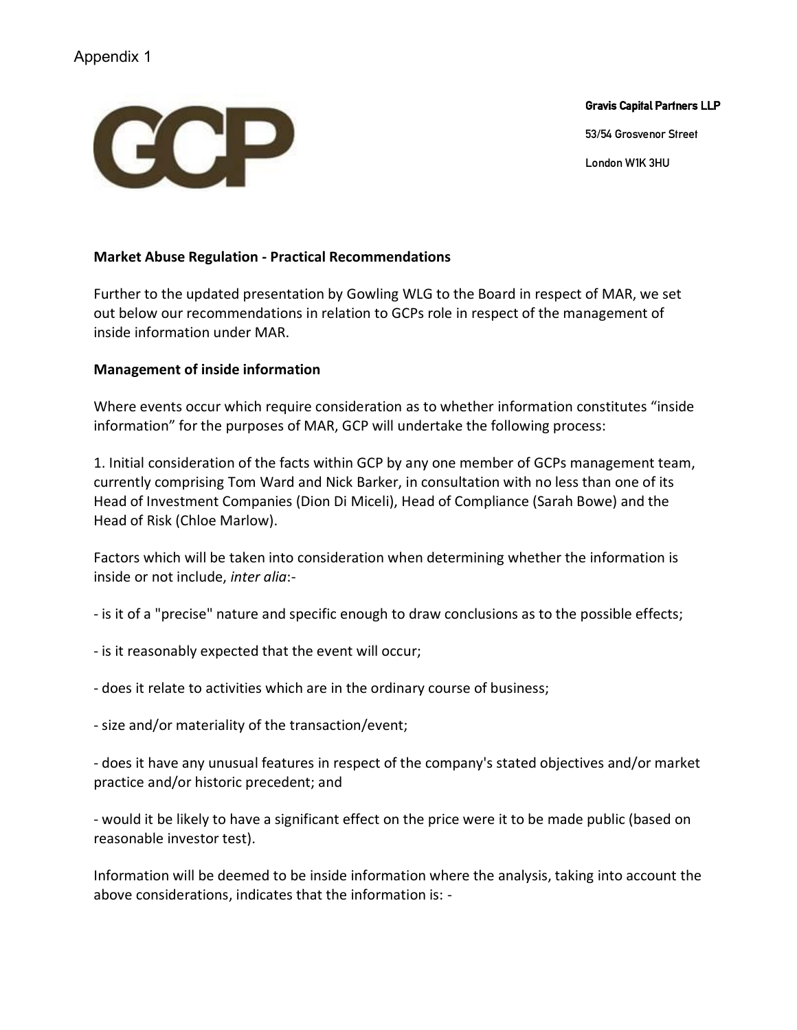Appendix 1

GCP

**Gravis Capital Partners LLP**

53/54 Grosvenor Street

London W1K 3HU

**Market Abuse Regulation - Practical Recommendations**

Further to the updated presentation by Gowling WLG to the Board in respect of MAR, we set out below our recommendations in relation to GCPs role in respect of the management of inside information under MAR.

**Management of inside information**

Where events occur which require consideration as to whether information constitutes "inside information" for the purposes of MAR, GCP will undertake the following process:

1. Initial consideration of the facts within GCP by any one member of GCPs management team, currently comprising Tom Ward and Nick Barker, in consultation with no less than one of its Head of Investment Companies (Dion Di Miceli), Head of Compliance (Sarah Bowe) and the Head of Risk (Chloe Marlow).

Factors which will be taken into consideration when determining whether the information is inside or not include, *inter alia*:-

- is it of a "precise" nature and specific enough to draw conclusions as to the possible effects;

- is it reasonably expected that the event will occur;

- does it relate to activities which are in the ordinary course of business;

- size and/or materiality of the transaction/event;

- does it have any unusual features in respect of the company's stated objectives and/or market practice and/or historic precedent; and

- would it be likely to have a significant effect on the price were it to be made public (based on reasonable investor test).

Information will be deemed to be inside information where the analysis, taking into account the above considerations, indicates that the information is: -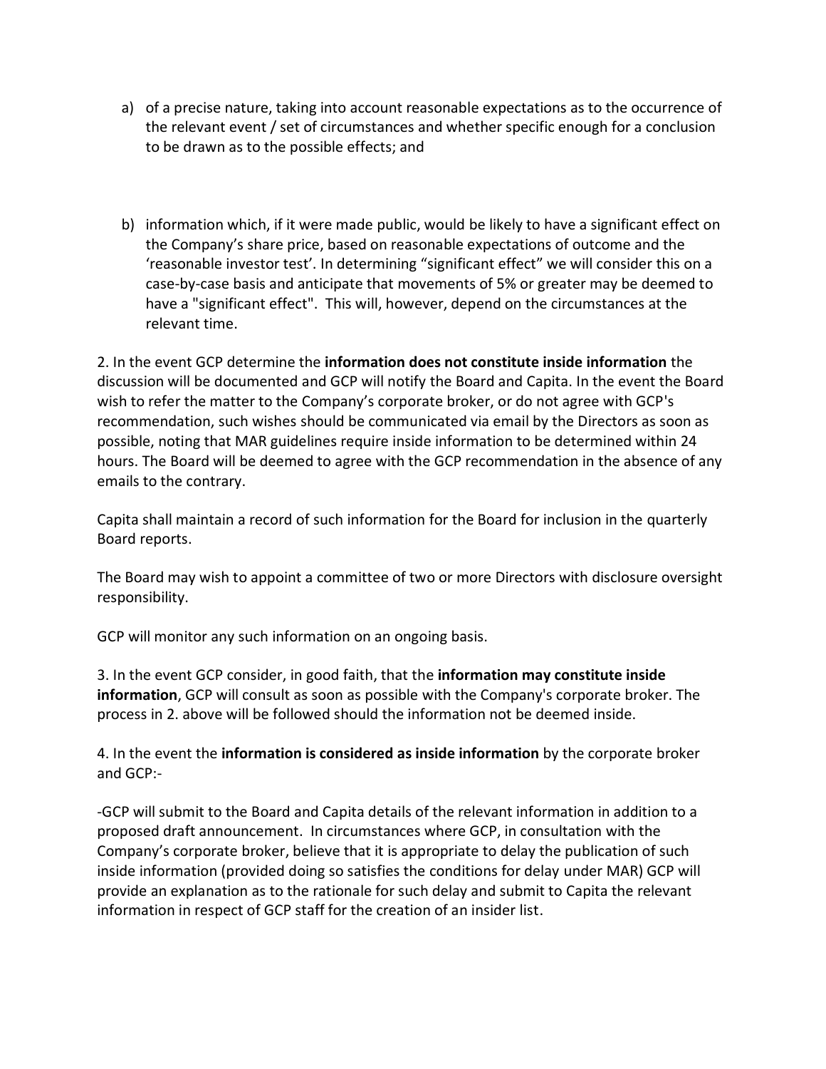a) of a precise nature, taking into account reasonable expectations as to the occurrence of the relevant event / set of circumstances and whether specific enough for a conclusion to be drawn as to the possible effects; and

b) information which, if it were made public, would be likely to have a significant effect on the Company's share price, based on reasonable expectations of outcome and the 'reasonable investor test'. In determining "significant effect" we will consider this on a case-by-case basis and anticipate that movements of 5% or greater may be deemed to have a "significant effect". This will, however, depend on the circumstances at the relevant time.

2. In the event GCP determine the **information does not constitute inside information** the discussion will be documented and GCP will notify the Board and Capita. In the event the Board wish to refer the matter to the Company's corporate broker, or do not agree with GCP's recommendation, such wishes should be communicated via email by the Directors as soon as possible, noting that MAR guidelines require inside information to be determined within 24 hours. The Board will be deemed to agree with the GCP recommendation in the absence of any emails to the contrary.

Capita shall maintain a record of such information for the Board for inclusion in the quarterly Board reports.

The Board may wish to appoint a committee of two or more Directors with disclosure oversight responsibility.

GCP will monitor any such information on an ongoing basis.

3. In the event GCP consider, in good faith, that the **information may constitute inside information**, GCP will consult as soon as possible with the Company's corporate broker. The process in 2. above will be followed should the information not be deemed inside.

4. In the event the **information is considered as inside information** by the corporate broker and GCP:-

-GCP will submit to the Board and Capita details of the relevant information in addition to a proposed draft announcement. In circumstances where GCP, in consultation with the Company's corporate broker, believe that it is appropriate to delay the publication of such inside information (provided doing so satisfies the conditions for delay under MAR) GCP will provide an explanation as to the rationale for such delay and submit to Capita the relevant information in respect of GCP staff for the creation of an insider list.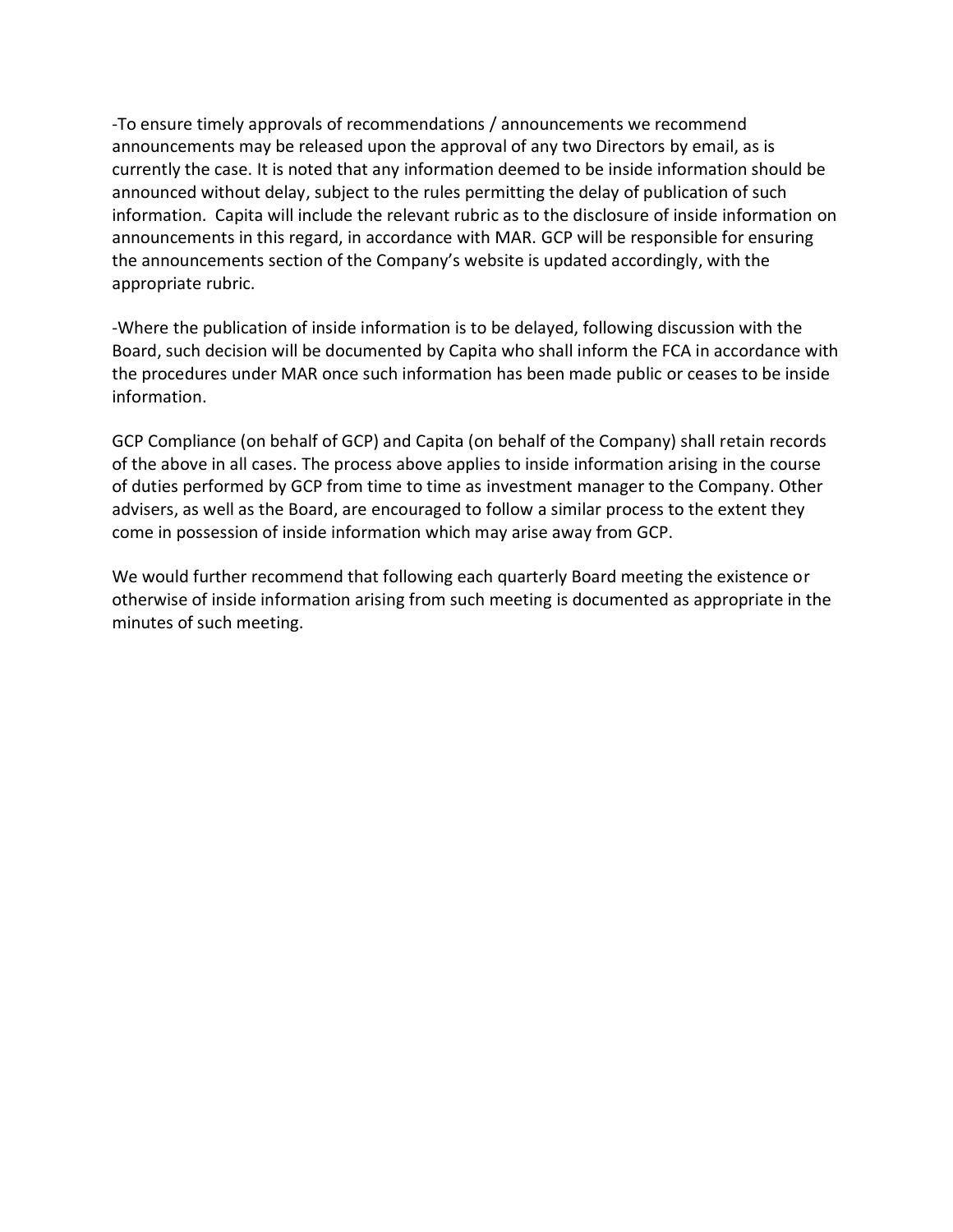-To ensure timely approvals of recommendations / announcements we recommend announcements may be released upon the approval of any two Directors by email, as is currently the case. It is noted that any information deemed to be inside information should be announced without delay, subject to the rules permitting the delay of publication of such information. Capita will include the relevant rubric as to the disclosure of inside information on announcements in this regard, in accordance with MAR. GCP will be responsible for ensuring the announcements section of the Company's website is updated accordingly, with the appropriate rubric.

-Where the publication of inside information is to be delayed, following discussion with the Board, such decision will be documented by Capita who shall inform the FCA in accordance with the procedures under MAR once such information has been made public or ceases to be inside information.

GCP Compliance (on behalf of GCP) and Capita (on behalf of the Company) shall retain records of the above in all cases. The process above applies to inside information arising in the course of duties performed by GCP from time to time as investment manager to the Company. Other advisers, as well as the Board, are encouraged to follow a similar process to the extent they come in possession of inside information which may arise away from GCP.

We would further recommend that following each quarterly Board meeting the existence or otherwise of inside information arising from such meeting is documented as appropriate in the minutes of such meeting.